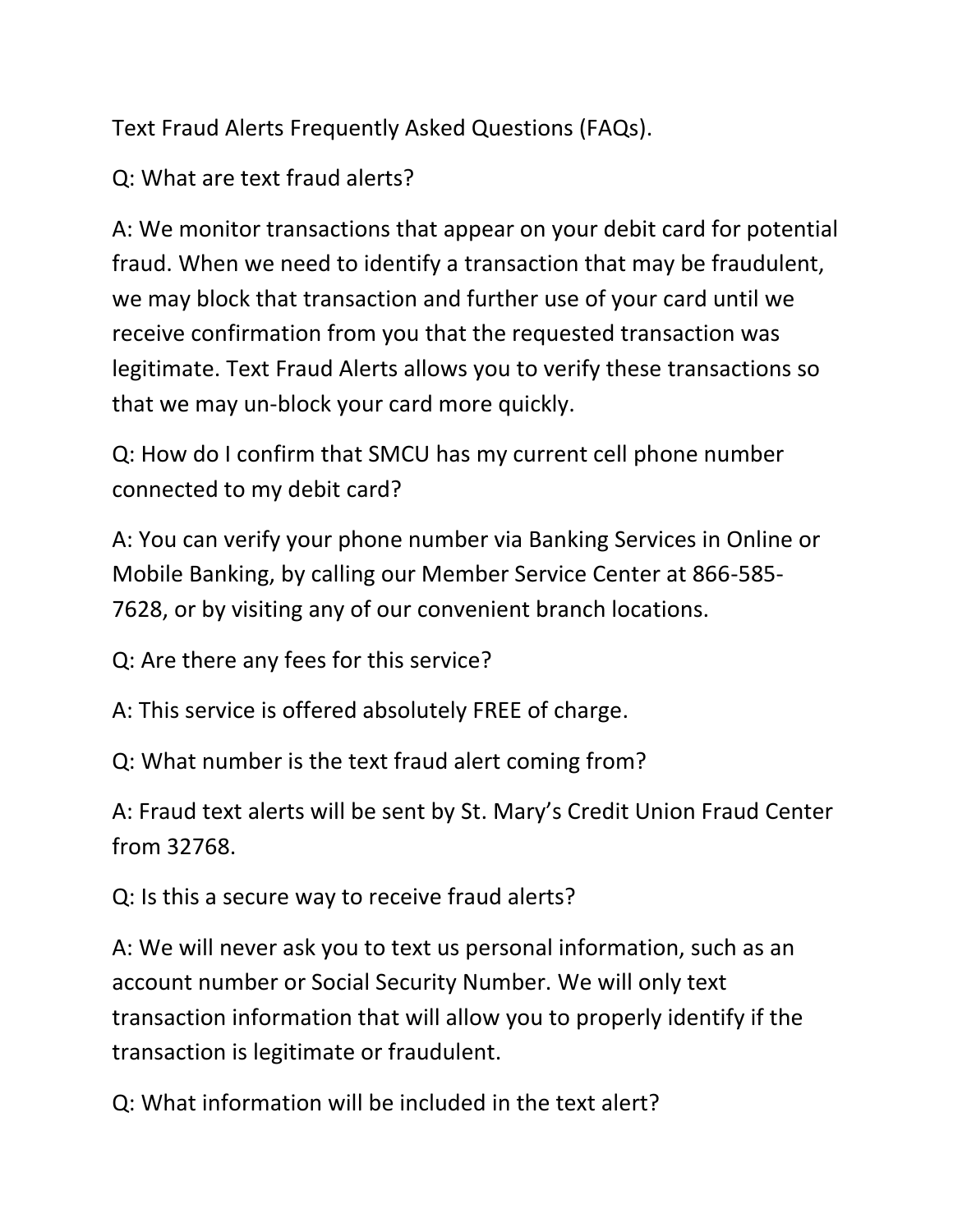Text Fraud Alerts Frequently Asked Questions (FAQs).

Q: What are text fraud alerts?

A: We monitor transactions that appear on your debit card for potential fraud. When we need to identify a transaction that may be fraudulent, we may block that transaction and further use of your card until we receive confirmation from you that the requested transaction was legitimate. Text Fraud Alerts allows you to verify these transactions so that we may un-block your card more quickly.

Q: How do I confirm that SMCU has my current cell phone number connected to my debit card?

A: You can verify your phone number via Banking Services in Online or Mobile Banking, by calling our Member Service Center at 866-585-7628, or by visiting any of our convenient branch locations.

Q: Are there any fees for this service?

A: This service is offered absolutely FREE of charge.

Q: What number is the text fraud alert coming from?

A: Fraud text alerts will be sent by St. Mary's Credit Union Fraud Center from 32768.

Q: Is this a secure way to receive fraud alerts?

A: We will never ask you to text us personal information, such as an account number or Social Security Number. We will only text transaction information that will allow you to properly identify if the transaction is legitimate or fraudulent.

Q: What information will be included in the text alert?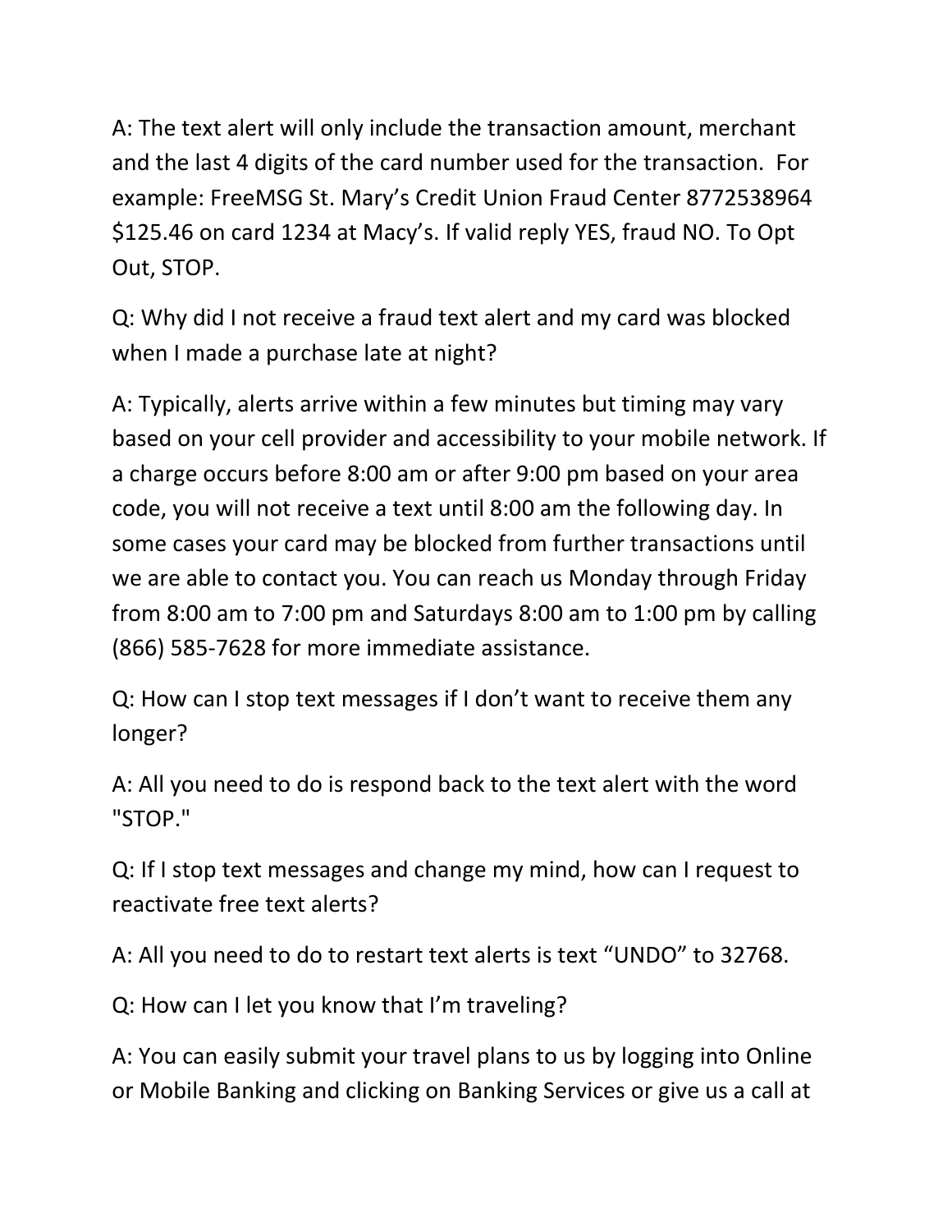A: The text alert will only include the transaction amount, merchant and the last 4 digits of the card number used for the transaction. For example: FreeMSG St. Mary's Credit Union Fraud Center 8772538964 $125.46 on card 1234 at Macy's. If valid reply YES, fraud NO. To Opt Out, STOP.

Q: Why did I not receive a fraud text alert and my card was blocked when I made a purchase late at night?

A: Typically, alerts arrive within a few minutes but timing may vary based on your cell provider and accessibility to your mobile network. If a charge occurs before 8:00 am or after 9:00 pm based on your area code, you will not receive a text until 8:00 am the following day. In some cases your card may be blocked from further transactions until we are able to contact you. You can reach us Monday through Friday from 8:00 am to 7:00 pm and Saturdays 8:00 am to 1:00 pm by calling (866) 585-7628 for more immediate assistance.

Q: How can I stop text messages if I don't want to receive them any longer?

A: All you need to do is respond back to the text alert with the word "STOP."

Q: If I stop text messages and change my mind, how can I request to reactivate free text alerts?

A: All you need to do to restart text alerts is text "UNDO" to 32768.

Q: How can I let you know that I'm traveling?

A: You can easily submit your travel plans to us by logging into Online or Mobile Banking and clicking on Banking Services or give us a call at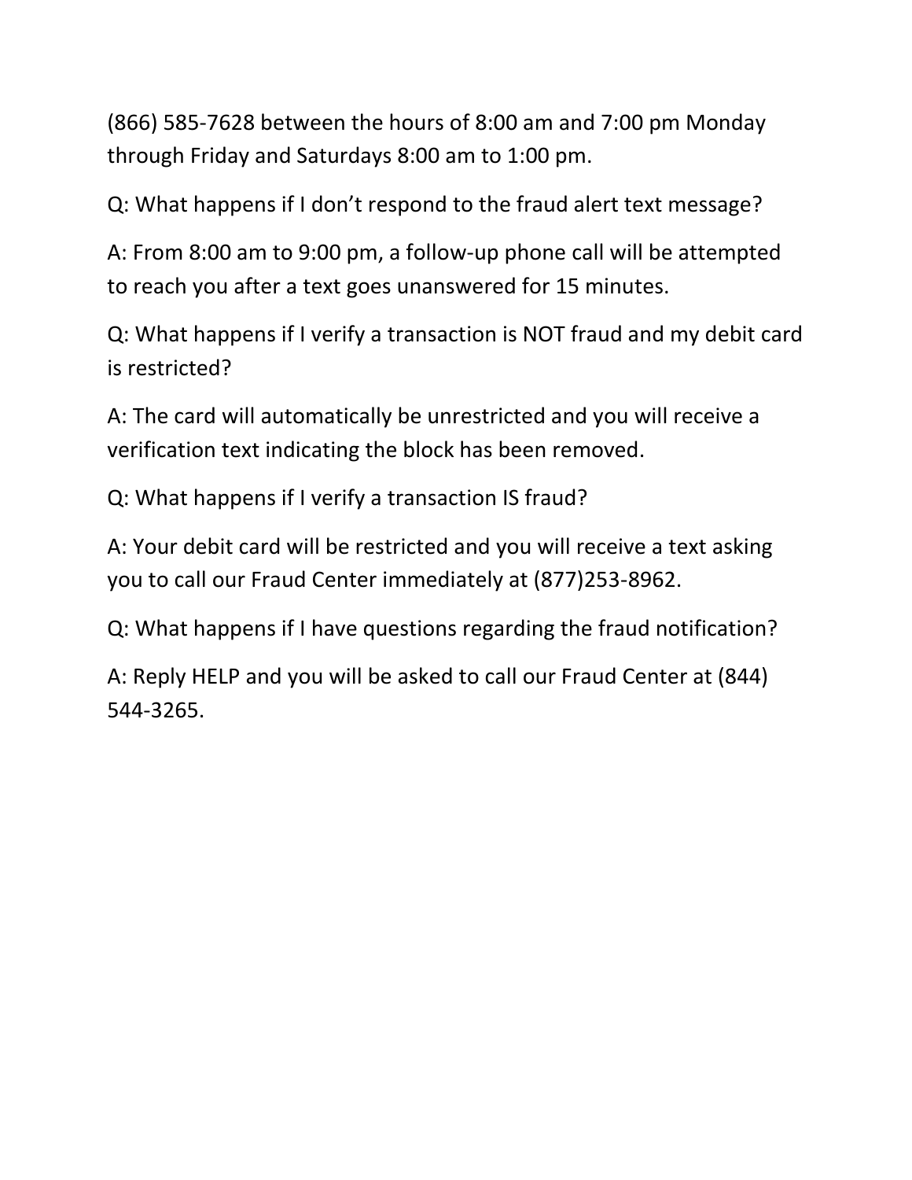(866) 585-7628 between the hours of 8:00 am and 7:00 pm Monday through Friday and Saturdays 8:00 am to 1:00 pm.

Q: What happens if I don't respond to the fraud alert text message?

A: From 8:00 am to 9:00 pm, a follow-up phone call will be attempted to reach you after a text goes unanswered for 15 minutes.

Q: What happens if I verify a transaction is NOT fraud and my debit card is restricted?

A: The card will automatically be unrestricted and you will receive a verification text indicating the block has been removed.

Q: What happens if I verify a transaction IS fraud?

A: Your debit card will be restricted and you will receive a text asking you to call our Fraud Center immediately at (877)253-8962.

Q: What happens if I have questions regarding the fraud notification?

A: Reply HELP and you will be asked to call our Fraud Center at (844) 544-3265.